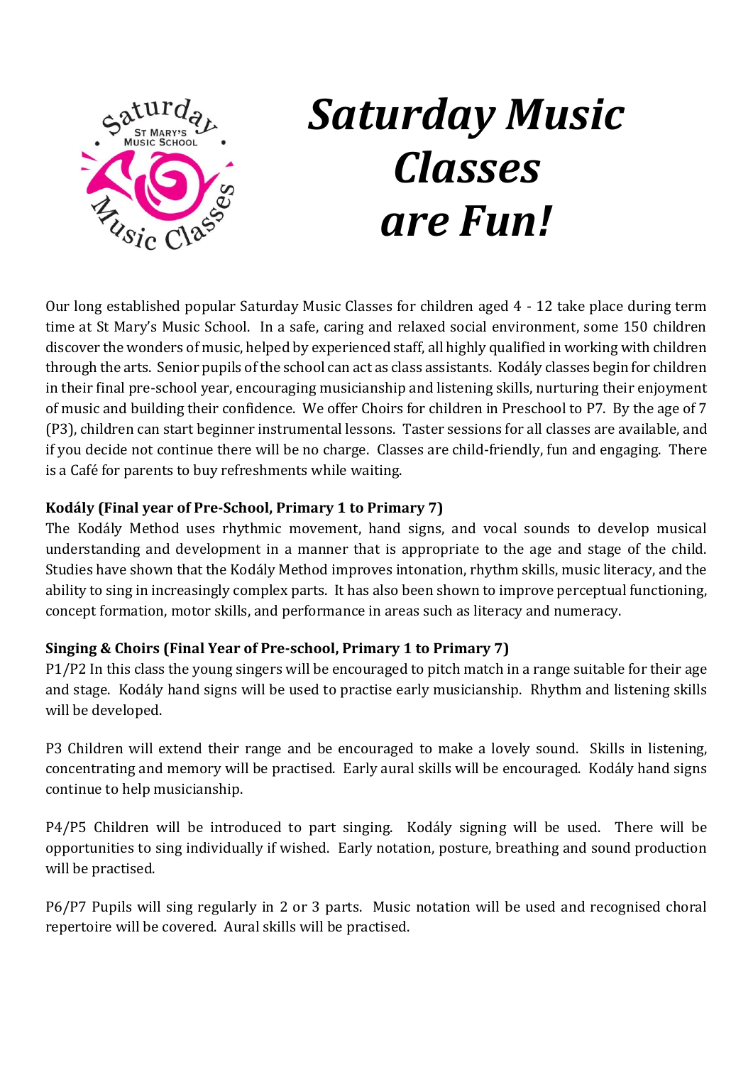# *Saturday Music Classes are Fun!*

Our long established popular Saturday Music Classes for children aged 4 - 12 take place during term time at St Mary's Music School. In a safe, caring and relaxed social environment, some 150 children discover the wonders of music, helped by experienced staff, all highly qualified in working with children through the arts. Senior pupils of the school can act as class assistants. Kodály classes begin for children in their final pre-school year, encouraging musicianship and listening skills, nurturing their enjoyment of music and building their confidence. We offer Choirs for children in Preschool to P7. By the age of 7 (P3), children can start beginner instrumental lessons. Taster sessions for all classes are available, and if you decide not continue there will be no charge. Classes are child-friendly, fun and engaging. There is a Café for parents to buy refreshments while waiting.

**Kodály (Final year of Pre-School, Primary 1 to Primary 7)**

The Kodály Method uses rhythmic movement, hand signs, and vocal sounds to develop musical understanding and development in a manner that is appropriate to the age and stage of the child. Studies have shown that the Kodály Method improves intonation, rhythm skills, music literacy, and the ability to sing in increasingly complex parts. It has also been shown to improve perceptual functioning, concept formation, motor skills, and performance in areas such as literacy and numeracy.

**Singing & Choirs (Final Year of Pre-school, Primary 1 to Primary 7)**

P1/P2 In this class the young singers will be encouraged to pitch match in a range suitable for their age and stage. Kodály hand signs will be used to practise early musicianship. Rhythm and listening skills will be developed.

P3 Children will extend their range and be encouraged to make a lovely sound. Skills in listening, concentrating and memory will be practised. Early aural skills will be encouraged. Kodály hand signs continue to help musicianship.

P4/P5 Children will be introduced to part singing. Kodály signing will be used. There will be opportunities to sing individually if wished. Early notation, posture, breathing and sound production will be practised.

P6/P7 Pupils will sing regularly in 2 or 3 parts. Music notation will be used and recognised choral repertoire will be covered. Aural skills will be practised.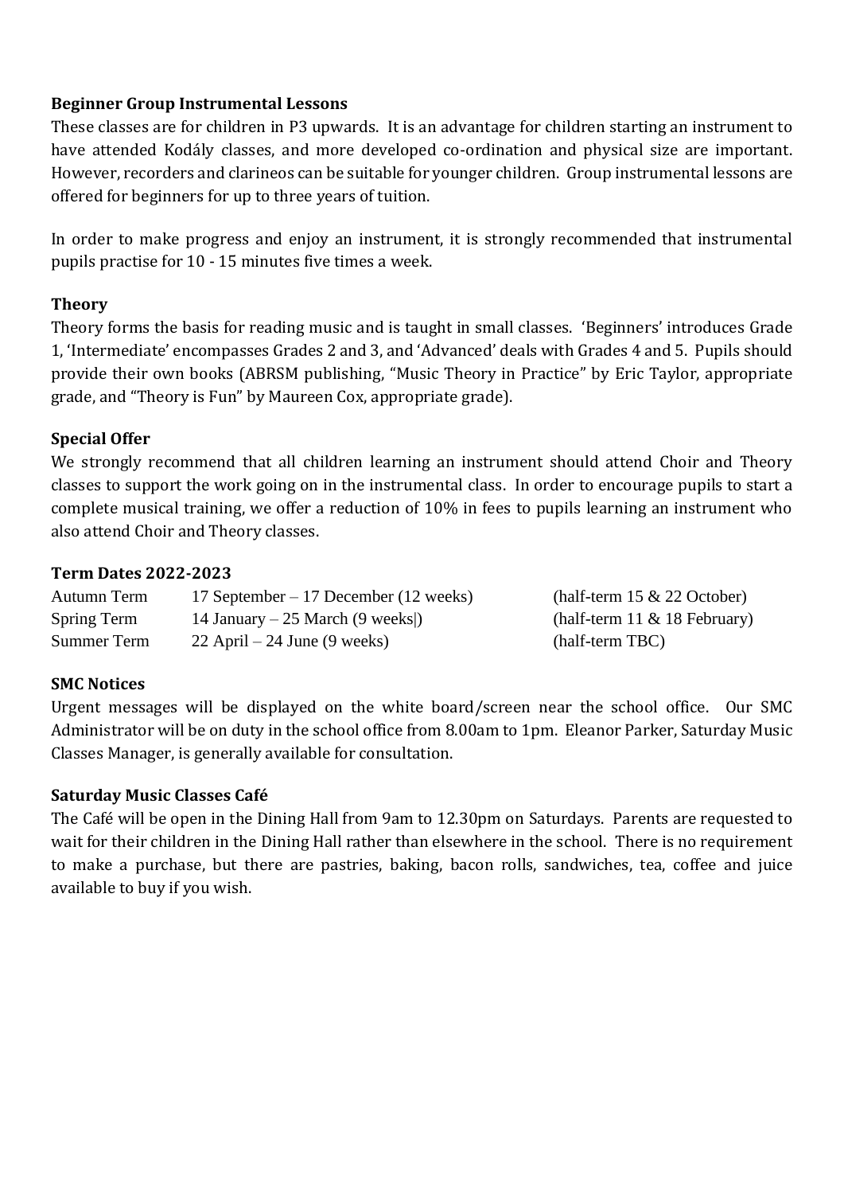### Beginner Group Instrumental Lessons

These classes are for children in P3 upwards. It is an advantage for children starting an instrument to have attended Kodály classes, and more developed co-ordination and physical size are important. However, recorders and clarineos can be suitable for younger children. Group instrumental lessons are offered for beginners for up to three years of tuition.

In order to make progress and enjoy an instrument, it is strongly recommended that instrumental pupils practise for 10 - 15 minutes five times a week.

### Theory

Theory forms the basis for reading music and is taught in small classes. 'Beginners' introduces Grade 1, 'Intermediate' encompasses Grades 2 and 3, and 'Advanced' deals with Grades 4 and 5. Pupils should provide their own books (ABRSM publishing, "Music Theory in Practice" by Eric Taylor, appropriate grade, and "Theory is Fun" by Maureen Cox, appropriate grade).

### Special Offer

We strongly recommend that all children learning an instrument should attend Choir and Theory classes to support the work going on in the instrumental class. In order to encourage pupils to start a complete musical training, we offer a reduction of 10% in fees to pupils learning an instrument who also attend Choir and Theory classes.

### Term Dates 2022-2023

| | | |
|---|---|---|
| Autumn Term | 17 September – 17 December (12 weeks) | (half-term 15 & 22 October) |
| Spring Term | 14 January – 25 March (9 weeks\|) | (half-term 11 & 18 February) |
| Summer Term | 22 April – 24 June (9 weeks) | (half-term TBC) |

### SMC Notices

Urgent messages will be displayed on the white board/screen near the school office. Our SMC Administrator will be on duty in the school office from 8.00am to 1pm. Eleanor Parker, Saturday Music Classes Manager, is generally available for consultation.

### Saturday Music Classes Café

The Café will be open in the Dining Hall from 9am to 12.30pm on Saturdays. Parents are requested to wait for their children in the Dining Hall rather than elsewhere in the school. There is no requirement to make a purchase, but there are pastries, baking, bacon rolls, sandwiches, tea, coffee and juice available to buy if you wish.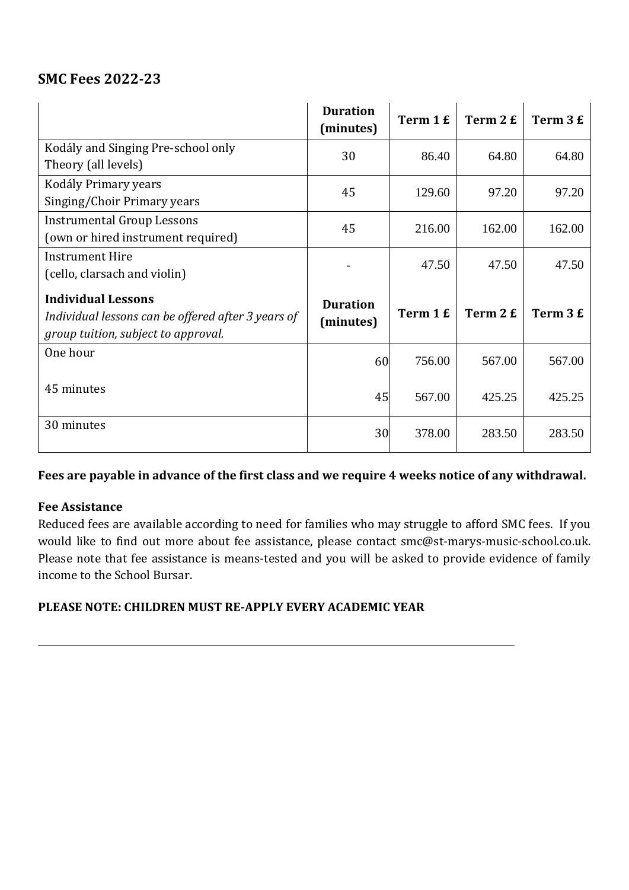## SMC Fees 2022-23

| | Duration (minutes) | Term 1 £ | Term 2 £ | Term 3 £ |
|---|---|---|---|---|
| Kodály and Singing Pre-school only<br>Theory (all levels) | 30 | 86.40 | 64.80 | 64.80 |
| Kodály Primary years<br>Singing/Choir Primary years | 45 | 129.60 | 97.20 | 97.20 |
| Instrumental Group Lessons<br>(own or hired instrument required) | 45 | 216.00 | 162.00 | 162.00 |
| Instrument Hire<br>(cello, clarsach and violin) | - | 47.50 | 47.50 | 47.50 |
| **Individual Lessons**<br>*Individual lessons can be offered after 3 years of group tuition, subject to approval.* | **Duration (minutes)** | **Term 1 £** | **Term 2 £** | **Term 3 £** |
| One hour | 60 | 756.00 | 567.00 | 567.00 |
| 45 minutes | 45 | 567.00 | 425.25 | 425.25 |
| 30 minutes | 30 | 378.00 | 283.50 | 283.50 |

**Fees are payable in advance of the first class and we require 4 weeks notice of any withdrawal.**

**Fee Assistance**

Reduced fees are available according to need for families who may struggle to afford SMC fees. If you would like to find out more about fee assistance, please contact smc@st-marys-music-school.co.uk. Please note that fee assistance is means-tested and you will be asked to provide evidence of family income to the School Bursar.

**PLEASE NOTE: CHILDREN MUST RE-APPLY EVERY ACADEMIC YEAR**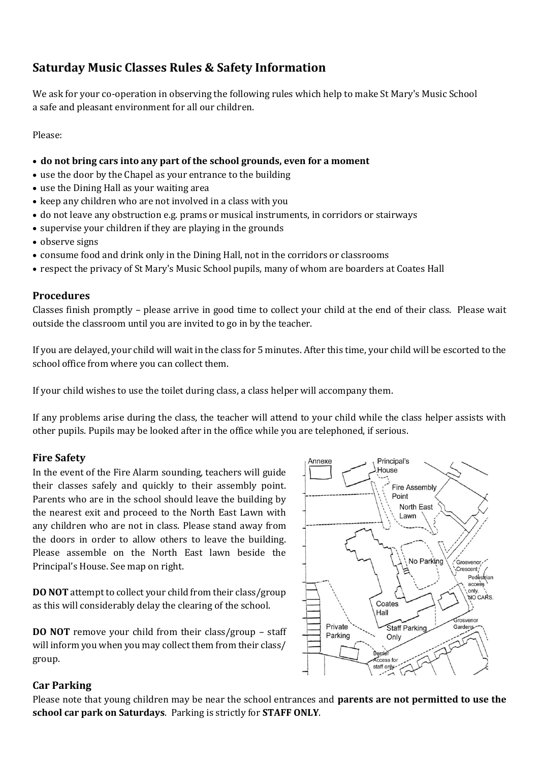## Saturday Music Classes Rules & Safety Information

We ask for your co-operation in observing the following rules which help to make St Mary's Music School a safe and pleasant environment for all our children.

Please:

- **do not bring cars into any part of the school grounds, even for a moment**
- use the door by the Chapel as your entrance to the building
- use the Dining Hall as your waiting area
- keep any children who are not involved in a class with you
- do not leave any obstruction e.g. prams or musical instruments, in corridors or stairways
- supervise your children if they are playing in the grounds
- observe signs
- consume food and drink only in the Dining Hall, not in the corridors or classrooms
- respect the privacy of St Mary's Music School pupils, many of whom are boarders at Coates Hall

### Procedures

Classes finish promptly – please arrive in good time to collect your child at the end of their class. Please wait outside the classroom until you are invited to go in by the teacher.

If you are delayed, your child will wait in the class for 5 minutes. After this time, your child will be escorted to the school office from where you can collect them.

If your child wishes to use the toilet during class, a class helper will accompany them.

If any problems arise during the class, the teacher will attend to your child while the class helper assists with other pupils. Pupils may be looked after in the office while you are telephoned, if serious.

### Fire Safety

In the event of the Fire Alarm sounding, teachers will guide their classes safely and quickly to their assembly point. Parents who are in the school should leave the building by the nearest exit and proceed to the North East Lawn with any children who are not in class. Please stand away from the doors in order to allow others to leave the building. Please assemble on the North East lawn beside the Principal's House. See map on right.

**DO NOT** attempt to collect your child from their class/group as this will considerably delay the clearing of the school.

**DO NOT** remove your child from their class/group – staff will inform you when you may collect them from their class/group.

Annexe
Principal's House
Fire Assembly Point
North East Lawn
No Parking
Grosvenor Crescent
Pedestrian access only. NO CARS.
Coates Hall
Private Parking
Staff Parking Only
Grosvenor Gardens
Barrier Access for staff only

### Car Parking

Please note that young children may be near the school entrances and **parents are not permitted to use the school car park on Saturdays**. Parking is strictly for **STAFF ONLY**.